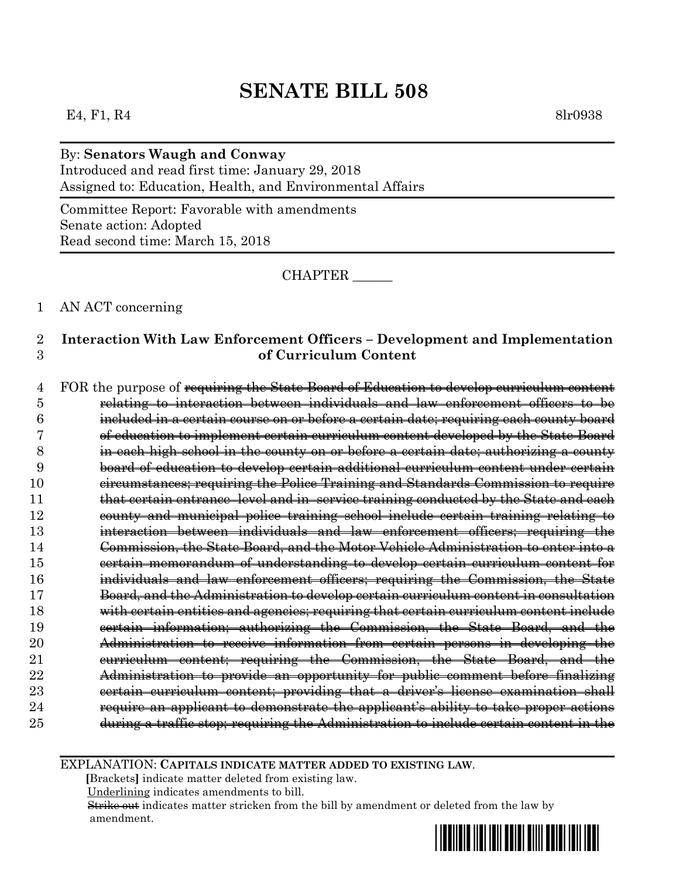# SENATE BILL 508

E4, F1, R4 8lr0938

By: **Senators Waugh and Conway**
Introduced and read first time: January 29, 2018
Assigned to: Education, Health, and Environmental Affairs

Committee Report: Favorable with amendments
Senate action: Adopted
Read second time: March 15, 2018

CHAPTER ______

1 AN ACT concerning

2 **Interaction With Law Enforcement Officers – Development and Implementation**
3 **of Curriculum Content**

4 FOR the purpose of ~~requiring the State Board of Education to develop curriculum content~~
5 ~~relating to interaction between individuals and law enforcement officers to be~~
6 ~~included in a certain course on or before a certain date; requiring each county board~~
7 ~~of education to implement certain curriculum content developed by the State Board~~
8 ~~in each high school in the county on or before a certain date; authorizing a county~~
9 ~~board of education to develop certain additional curriculum content under certain~~
10 ~~circumstances; requiring the Police Training and Standards Commission to require~~
11 ~~that certain entrance–level and in–service training conducted by the State and each~~
12 ~~county and municipal police training school include certain training relating to~~
13 ~~interaction between individuals and law enforcement officers; requiring the~~
14 ~~Commission, the State Board, and the Motor Vehicle Administration to enter into a~~
15 ~~certain memorandum of understanding to develop certain curriculum content for~~
16 ~~individuals and law enforcement officers; requiring the Commission, the State~~
17 ~~Board, and the Administration to develop certain curriculum content in consultation~~
18 ~~with certain entities and agencies; requiring that certain curriculum content include~~
19 ~~certain information; authorizing the Commission, the State Board, and the~~
20 ~~Administration to receive information from certain persons in developing the~~
21 ~~curriculum content; requiring the Commission, the State Board, and the~~
22 ~~Administration to provide an opportunity for public comment before finalizing~~
23 ~~certain curriculum content; providing that a driver's license examination shall~~
24 ~~require an applicant to demonstrate the applicant's ability to take proper actions~~
25 ~~during a traffic stop; requiring the Administration to include certain content in the~~

EXPLANATION: **CAPITALS INDICATE MATTER ADDED TO EXISTING LAW.**
**[**Brackets**]** indicate matter deleted from existing law.
Underlining indicates amendments to bill.
~~Strike out~~ indicates matter stricken from the bill by amendment or deleted from the law by amendment.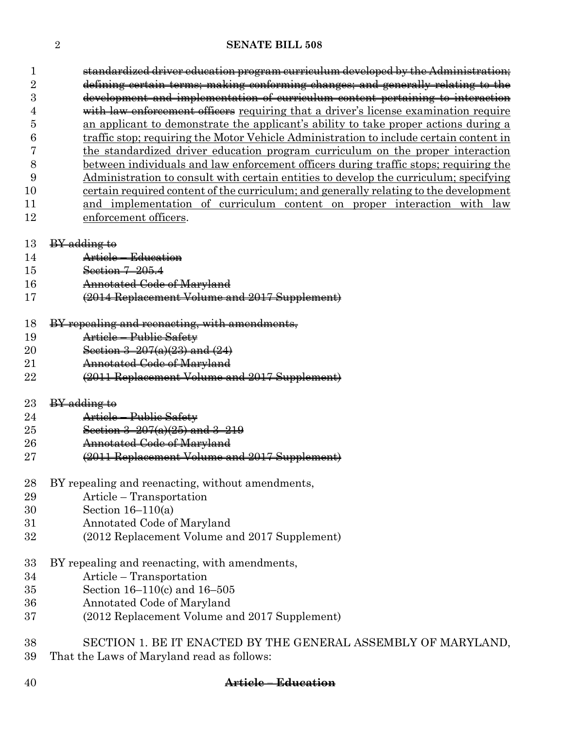~~standardized driver education program curriculum developed by the Administration; defining certain terms; making conforming changes; and generally relating to the development and implementation of curriculum content pertaining to interaction with law enforcement officers~~ <u>requiring that a driver's license examination require an applicant to demonstrate the applicant's ability to take proper actions during a traffic stop; requiring the Motor Vehicle Administration to include certain content in the standardized driver education program curriculum on the proper interaction between individuals and law enforcement officers during traffic stops; requiring the Administration to consult with certain entities to develop the curriculum; specifying certain required content of the curriculum; and generally relating to the development and implementation of curriculum content on proper interaction with law enforcement officers</u>.

~~BY adding to~~
~~Article – Education~~
~~Section 7–205.4~~
~~Annotated Code of Maryland~~
~~(2014 Replacement Volume and 2017 Supplement)~~

~~BY repealing and reenacting, with amendments,~~
~~Article – Public Safety~~
~~Section 3–207(a)(23) and (24)~~
~~Annotated Code of Maryland~~
~~(2011 Replacement Volume and 2017 Supplement)~~

~~BY adding to~~
~~Article – Public Safety~~
~~Section 3–207(a)(25) and 3–219~~
~~Annotated Code of Maryland~~
~~(2011 Replacement Volume and 2017 Supplement)~~

BY repealing and reenacting, without amendments,
Article – Transportation
Section 16–110(a)
Annotated Code of Maryland
(2012 Replacement Volume and 2017 Supplement)

BY repealing and reenacting, with amendments,
Article – Transportation
Section 16–110(c) and 16–505
Annotated Code of Maryland
(2012 Replacement Volume and 2017 Supplement)

SECTION 1. BE IT ENACTED BY THE GENERAL ASSEMBLY OF MARYLAND, That the Laws of Maryland read as follows:

**~~Article – Education~~**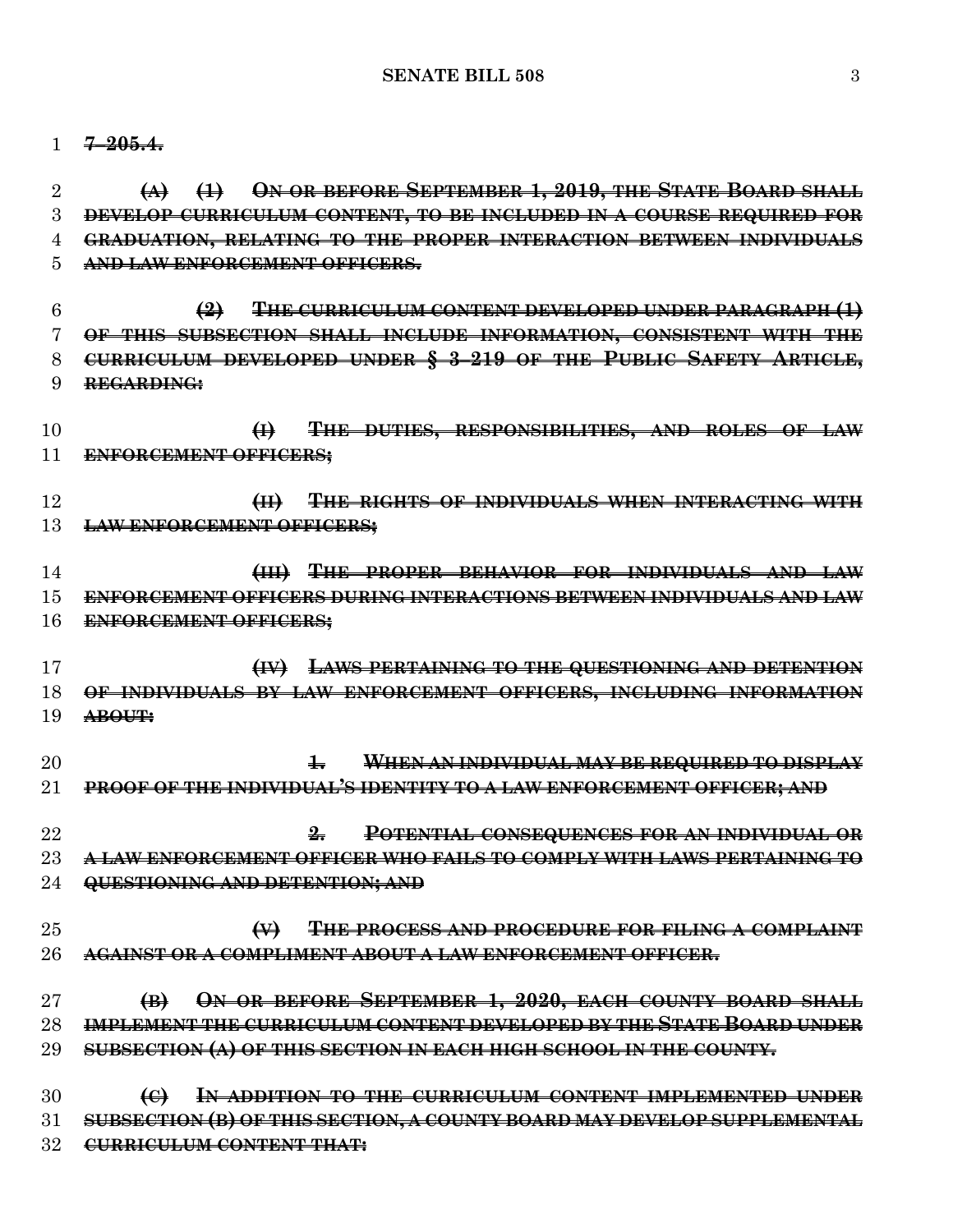~~**7–205.4.**~~

~~**(A) (1) ON OR BEFORE SEPTEMBER 1, 2019, THE STATE BOARD SHALL DEVELOP CURRICULUM CONTENT, TO BE INCLUDED IN A COURSE REQUIRED FOR GRADUATION, RELATING TO THE PROPER INTERACTION BETWEEN INDIVIDUALS AND LAW ENFORCEMENT OFFICERS.**~~

~~**(2) THE CURRICULUM CONTENT DEVELOPED UNDER PARAGRAPH (1) OF THIS SUBSECTION SHALL INCLUDE INFORMATION, CONSISTENT WITH THE CURRICULUM DEVELOPED UNDER § 3–219 OF THE PUBLIC SAFETY ARTICLE, REGARDING:**~~

~~**(I) THE DUTIES, RESPONSIBILITIES, AND ROLES OF LAW ENFORCEMENT OFFICERS;**~~

~~**(II) THE RIGHTS OF INDIVIDUALS WHEN INTERACTING WITH LAW ENFORCEMENT OFFICERS;**~~

~~**(III) THE PROPER BEHAVIOR FOR INDIVIDUALS AND LAW ENFORCEMENT OFFICERS DURING INTERACTIONS BETWEEN INDIVIDUALS AND LAW ENFORCEMENT OFFICERS;**~~

~~**(IV) LAWS PERTAINING TO THE QUESTIONING AND DETENTION OF INDIVIDUALS BY LAW ENFORCEMENT OFFICERS, INCLUDING INFORMATION ABOUT:**~~

~~**1. WHEN AN INDIVIDUAL MAY BE REQUIRED TO DISPLAY PROOF OF THE INDIVIDUAL'S IDENTITY TO A LAW ENFORCEMENT OFFICER; AND**~~

~~**2. POTENTIAL CONSEQUENCES FOR AN INDIVIDUAL OR A LAW ENFORCEMENT OFFICER WHO FAILS TO COMPLY WITH LAWS PERTAINING TO QUESTIONING AND DETENTION; AND**~~

~~**(V) THE PROCESS AND PROCEDURE FOR FILING A COMPLAINT AGAINST OR A COMPLIMENT ABOUT A LAW ENFORCEMENT OFFICER.**~~

~~**(B) ON OR BEFORE SEPTEMBER 1, 2020, EACH COUNTY BOARD SHALL IMPLEMENT THE CURRICULUM CONTENT DEVELOPED BY THE STATE BOARD UNDER SUBSECTION (A) OF THIS SECTION IN EACH HIGH SCHOOL IN THE COUNTY.**~~

~~**(C) IN ADDITION TO THE CURRICULUM CONTENT IMPLEMENTED UNDER SUBSECTION (B) OF THIS SECTION, A COUNTY BOARD MAY DEVELOP SUPPLEMENTAL CURRICULUM CONTENT THAT:**~~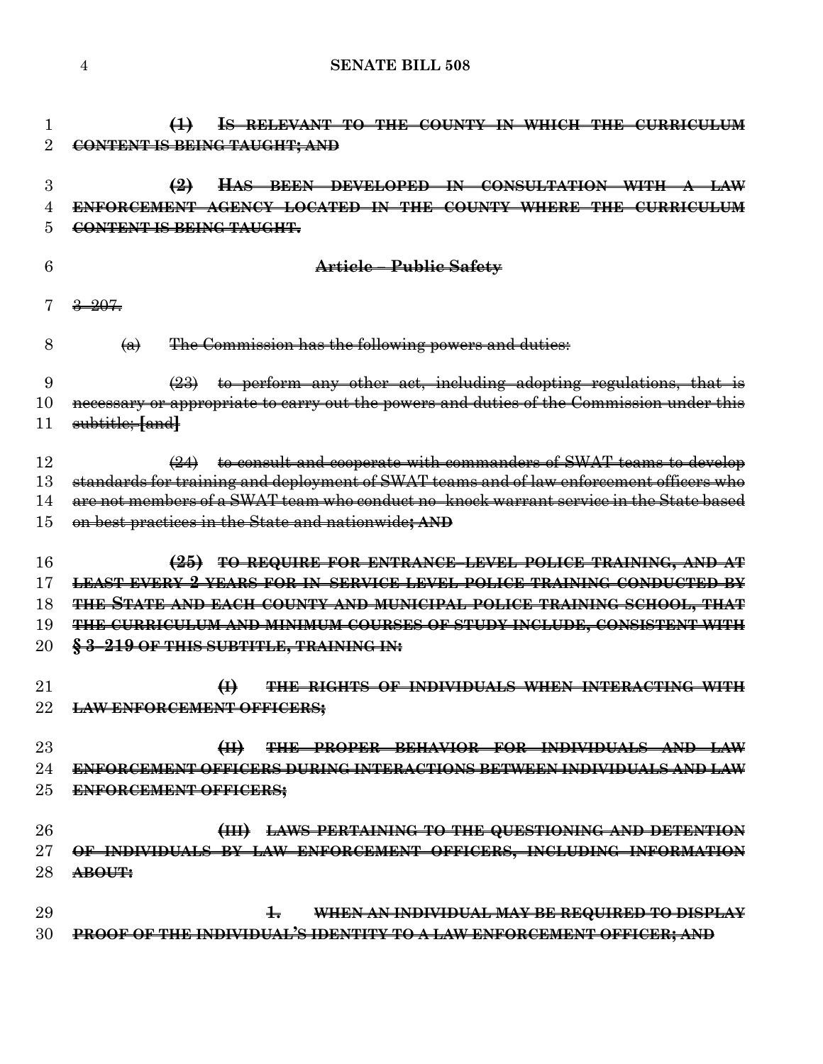~~**(1) IS RELEVANT TO THE COUNTY IN WHICH THE CURRICULUM CONTENT IS BEING TAUGHT; AND**~~

~~**(2) HAS BEEN DEVELOPED IN CONSULTATION WITH A LAW ENFORCEMENT AGENCY LOCATED IN THE COUNTY WHERE THE CURRICULUM CONTENT IS BEING TAUGHT.**~~

~~**Article – Public Safety**~~

~~3–207.~~

~~(a) The Commission has the following powers and duties:~~

~~(23) to perform any other act, including adopting regulations, that is necessary or appropriate to carry out the powers and duties of the Commission under this subtitle; **[**and**]**~~

~~(24) to consult and cooperate with commanders of SWAT teams to develop standards for training and deployment of SWAT teams and of law enforcement officers who are not members of a SWAT team who conduct no–knock warrant service in the State based on best practices in the State and nationwide**; AND**~~

~~**(25) TO REQUIRE FOR ENTRANCE–LEVEL POLICE TRAINING, AND AT LEAST EVERY 2 YEARS FOR IN–SERVICE LEVEL POLICE TRAINING CONDUCTED BY THE STATE AND EACH COUNTY AND MUNICIPAL POLICE TRAINING SCHOOL, THAT THE CURRICULUM AND MINIMUM COURSES OF STUDY INCLUDE, CONSISTENT WITH § 3–219 OF THIS SUBTITLE, TRAINING IN:**~~

~~**(I) THE RIGHTS OF INDIVIDUALS WHEN INTERACTING WITH LAW ENFORCEMENT OFFICERS;**~~

~~**(II) THE PROPER BEHAVIOR FOR INDIVIDUALS AND LAW ENFORCEMENT OFFICERS DURING INTERACTIONS BETWEEN INDIVIDUALS AND LAW ENFORCEMENT OFFICERS;**~~

~~**(III) LAWS PERTAINING TO THE QUESTIONING AND DETENTION OF INDIVIDUALS BY LAW ENFORCEMENT OFFICERS, INCLUDING INFORMATION ABOUT:**~~

~~**1. WHEN AN INDIVIDUAL MAY BE REQUIRED TO DISPLAY PROOF OF THE INDIVIDUAL'S IDENTITY TO A LAW ENFORCEMENT OFFICER; AND**~~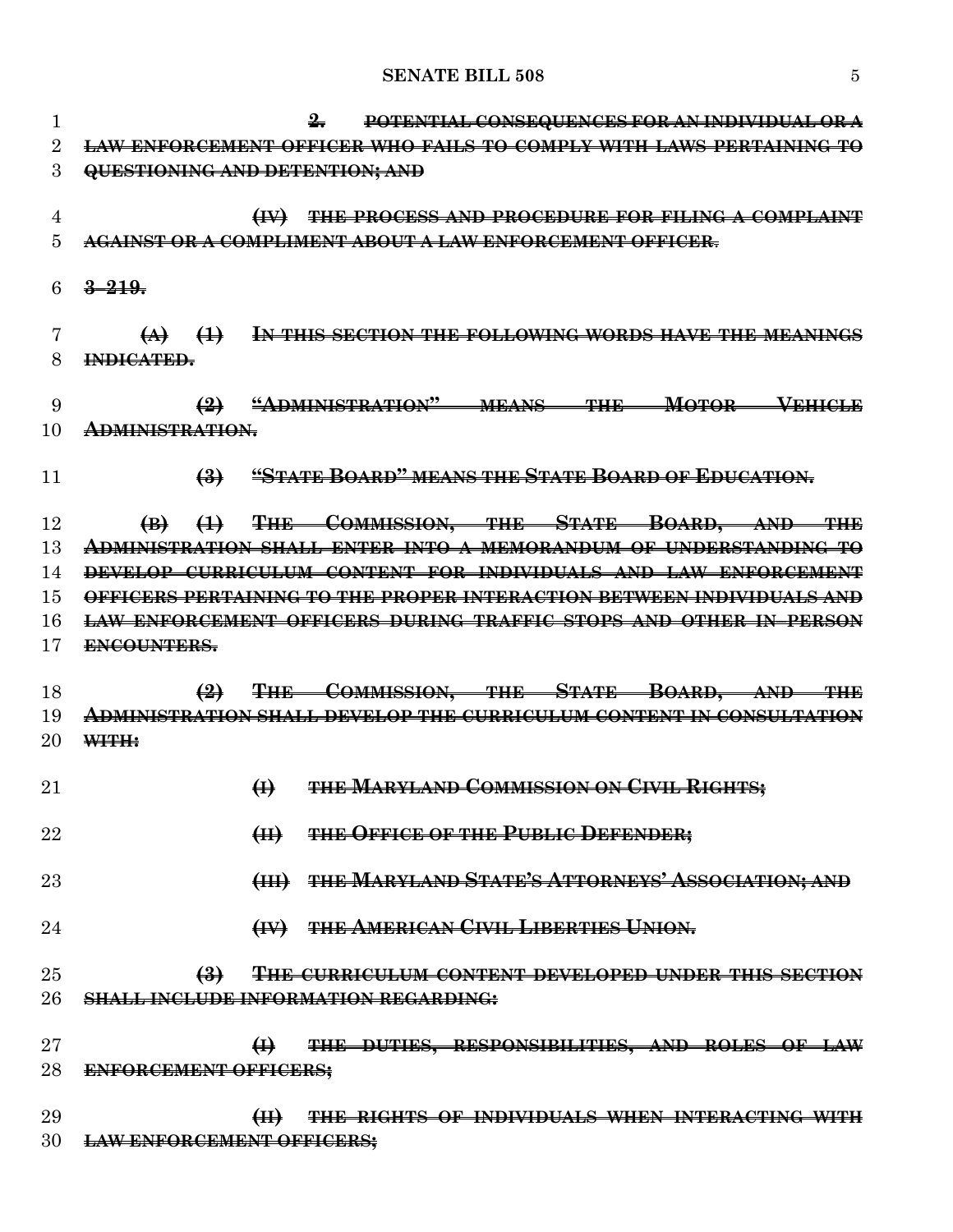~~2. POTENTIAL CONSEQUENCES FOR AN INDIVIDUAL OR A LAW ENFORCEMENT OFFICER WHO FAILS TO COMPLY WITH LAWS PERTAINING TO QUESTIONING AND DETENTION; AND~~

~~(IV) THE PROCESS AND PROCEDURE FOR FILING A COMPLAINT AGAINST OR A COMPLIMENT ABOUT A LAW ENFORCEMENT OFFICER.~~

~~3–219.~~

~~(A) (1) IN THIS SECTION THE FOLLOWING WORDS HAVE THE MEANINGS INDICATED.~~

~~(2) "ADMINISTRATION" MEANS THE MOTOR VEHICLE ADMINISTRATION.~~

~~(3) "STATE BOARD" MEANS THE STATE BOARD OF EDUCATION.~~

~~(B) (1) THE COMMISSION, THE STATE BOARD, AND THE ADMINISTRATION SHALL ENTER INTO A MEMORANDUM OF UNDERSTANDING TO DEVELOP CURRICULUM CONTENT FOR INDIVIDUALS AND LAW ENFORCEMENT OFFICERS PERTAINING TO THE PROPER INTERACTION BETWEEN INDIVIDUALS AND LAW ENFORCEMENT OFFICERS DURING TRAFFIC STOPS AND OTHER IN–PERSON ENCOUNTERS.~~

~~(2) THE COMMISSION, THE STATE BOARD, AND THE ADMINISTRATION SHALL DEVELOP THE CURRICULUM CONTENT IN CONSULTATION WITH:~~

~~(I) THE MARYLAND COMMISSION ON CIVIL RIGHTS;~~

~~(II) THE OFFICE OF THE PUBLIC DEFENDER;~~

~~(III) THE MARYLAND STATE'S ATTORNEYS' ASSOCIATION; AND~~

~~(IV) THE AMERICAN CIVIL LIBERTIES UNION.~~

~~(3) THE CURRICULUM CONTENT DEVELOPED UNDER THIS SECTION SHALL INCLUDE INFORMATION REGARDING:~~

~~(I) THE DUTIES, RESPONSIBILITIES, AND ROLES OF LAW ENFORCEMENT OFFICERS;~~

~~(II) THE RIGHTS OF INDIVIDUALS WHEN INTERACTING WITH LAW ENFORCEMENT OFFICERS;~~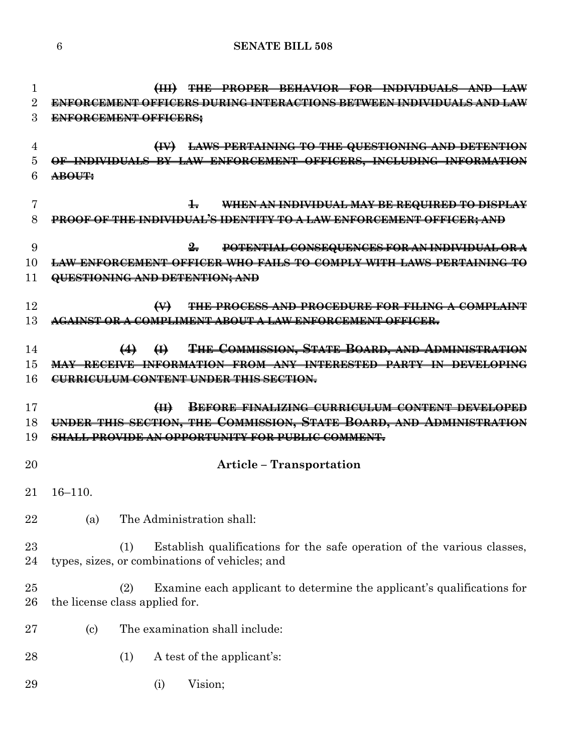~~(III) THE PROPER BEHAVIOR FOR INDIVIDUALS AND LAW ENFORCEMENT OFFICERS DURING INTERACTIONS BETWEEN INDIVIDUALS AND LAW ENFORCEMENT OFFICERS;~~

~~(IV) LAWS PERTAINING TO THE QUESTIONING AND DETENTION OF INDIVIDUALS BY LAW ENFORCEMENT OFFICERS, INCLUDING INFORMATION ABOUT:~~

~~1. WHEN AN INDIVIDUAL MAY BE REQUIRED TO DISPLAY PROOF OF THE INDIVIDUAL'S IDENTITY TO A LAW ENFORCEMENT OFFICER; AND~~

~~2. POTENTIAL CONSEQUENCES FOR AN INDIVIDUAL OR A LAW ENFORCEMENT OFFICER WHO FAILS TO COMPLY WITH LAWS PERTAINING TO QUESTIONING AND DETENTION; AND~~

~~(V) THE PROCESS AND PROCEDURE FOR FILING A COMPLAINT AGAINST OR A COMPLIMENT ABOUT A LAW ENFORCEMENT OFFICER.~~

~~(4) (I) THE COMMISSION, STATE BOARD, AND ADMINISTRATION MAY RECEIVE INFORMATION FROM ANY INTERESTED PARTY IN DEVELOPING CURRICULUM CONTENT UNDER THIS SECTION.~~

~~(II) BEFORE FINALIZING CURRICULUM CONTENT DEVELOPED UNDER THIS SECTION, THE COMMISSION, STATE BOARD, AND ADMINISTRATION SHALL PROVIDE AN OPPORTUNITY FOR PUBLIC COMMENT.~~

**Article – Transportation**

16–110.

(a) The Administration shall:

(1) Establish qualifications for the safe operation of the various classes, types, sizes, or combinations of vehicles; and

(2) Examine each applicant to determine the applicant's qualifications for the license class applied for.

(c) The examination shall include:

(1) A test of the applicant's:

(i) Vision;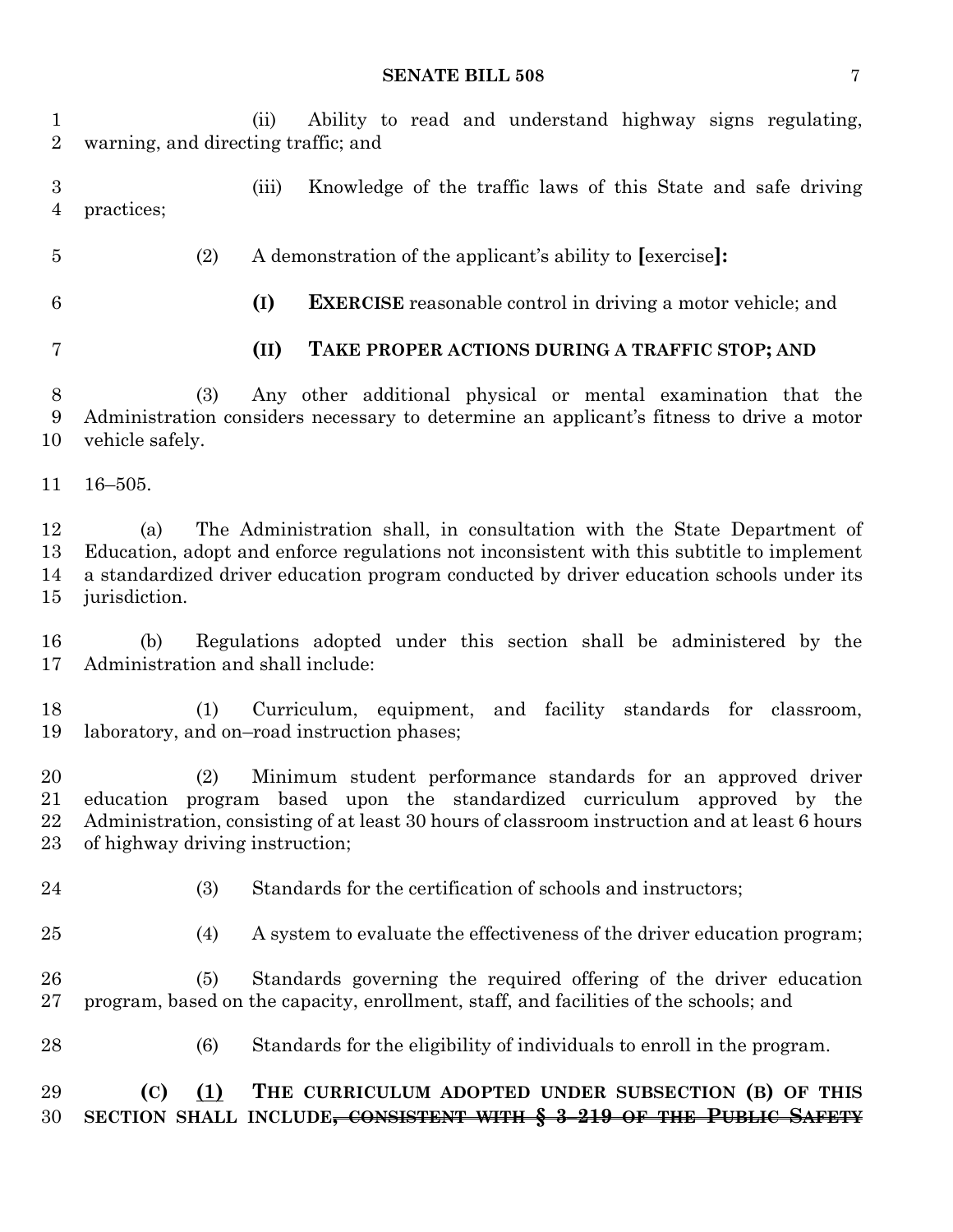(ii) Ability to read and understand highway signs regulating, warning, and directing traffic; and

(iii) Knowledge of the traffic laws of this State and safe driving practices;

(2) A demonstration of the applicant's ability to **[**exercise**]:**

**(I) EXERCISE** reasonable control in driving a motor vehicle; and

**(II) TAKE PROPER ACTIONS DURING A TRAFFIC STOP; AND**

(3) Any other additional physical or mental examination that the Administration considers necessary to determine an applicant's fitness to drive a motor vehicle safely.

16–505.

(a) The Administration shall, in consultation with the State Department of Education, adopt and enforce regulations not inconsistent with this subtitle to implement a standardized driver education program conducted by driver education schools under its jurisdiction.

(b) Regulations adopted under this section shall be administered by the Administration and shall include:

(1) Curriculum, equipment, and facility standards for classroom, laboratory, and on–road instruction phases;

(2) Minimum student performance standards for an approved driver education program based upon the standardized curriculum approved by the Administration, consisting of at least 30 hours of classroom instruction and at least 6 hours of highway driving instruction;

(3) Standards for the certification of schools and instructors;

(4) A system to evaluate the effectiveness of the driver education program;

(5) Standards governing the required offering of the driver education program, based on the capacity, enrollment, staff, and facilities of the schools; and

(6) Standards for the eligibility of individuals to enroll in the program.

**(C) (1) THE CURRICULUM ADOPTED UNDER SUBSECTION (B) OF THIS SECTION SHALL INCLUDE~~, CONSISTENT WITH § 3–219 OF THE PUBLIC SAFETY~~**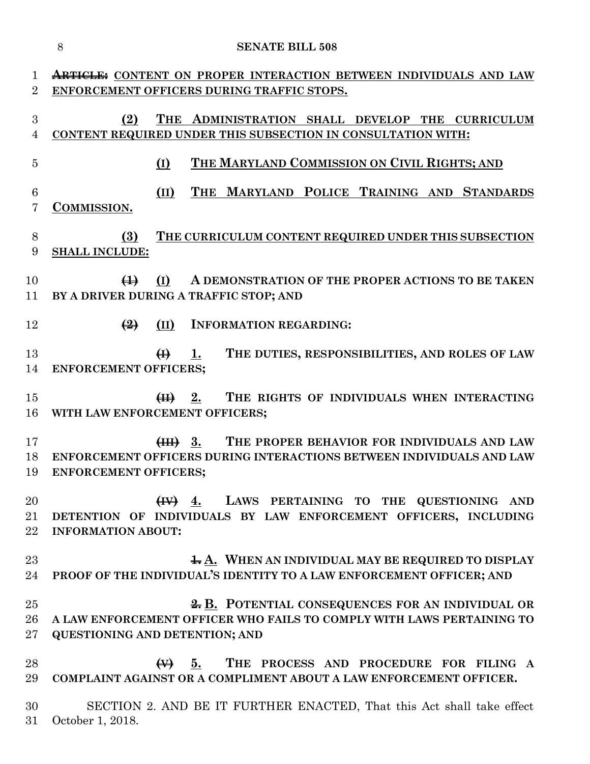~~ARTICLE:~~ CONTENT ON PROPER INTERACTION BETWEEN INDIVIDUALS AND LAW ENFORCEMENT OFFICERS DURING TRAFFIC STOPS.

(2) THE ADMINISTRATION SHALL DEVELOP THE CURRICULUM CONTENT REQUIRED UNDER THIS SUBSECTION IN CONSULTATION WITH:

(I) THE MARYLAND COMMISSION ON CIVIL RIGHTS; AND

(II) THE MARYLAND POLICE TRAINING AND STANDARDS COMMISSION.

(3) THE CURRICULUM CONTENT REQUIRED UNDER THIS SUBSECTION SHALL INCLUDE:

~~(1)~~ (I) A DEMONSTRATION OF THE PROPER ACTIONS TO BE TAKEN BY A DRIVER DURING A TRAFFIC STOP; AND

~~(2)~~ (II) INFORMATION REGARDING:

~~(I)~~ 1. THE DUTIES, RESPONSIBILITIES, AND ROLES OF LAW ENFORCEMENT OFFICERS;

~~(II)~~ 2. THE RIGHTS OF INDIVIDUALS WHEN INTERACTING WITH LAW ENFORCEMENT OFFICERS;

~~(III)~~ 3. THE PROPER BEHAVIOR FOR INDIVIDUALS AND LAW ENFORCEMENT OFFICERS DURING INTERACTIONS BETWEEN INDIVIDUALS AND LAW ENFORCEMENT OFFICERS;

~~(IV)~~ 4. LAWS PERTAINING TO THE QUESTIONING AND DETENTION OF INDIVIDUALS BY LAW ENFORCEMENT OFFICERS, INCLUDING INFORMATION ABOUT:

~~1.~~ A. WHEN AN INDIVIDUAL MAY BE REQUIRED TO DISPLAY PROOF OF THE INDIVIDUAL'S IDENTITY TO A LAW ENFORCEMENT OFFICER; AND

~~2.~~ B. POTENTIAL CONSEQUENCES FOR AN INDIVIDUAL OR A LAW ENFORCEMENT OFFICER WHO FAILS TO COMPLY WITH LAWS PERTAINING TO QUESTIONING AND DETENTION; AND

~~(V)~~ 5. THE PROCESS AND PROCEDURE FOR FILING A COMPLAINT AGAINST OR A COMPLIMENT ABOUT A LAW ENFORCEMENT OFFICER.

SECTION 2. AND BE IT FURTHER ENACTED, That this Act shall take effect October 1, 2018.